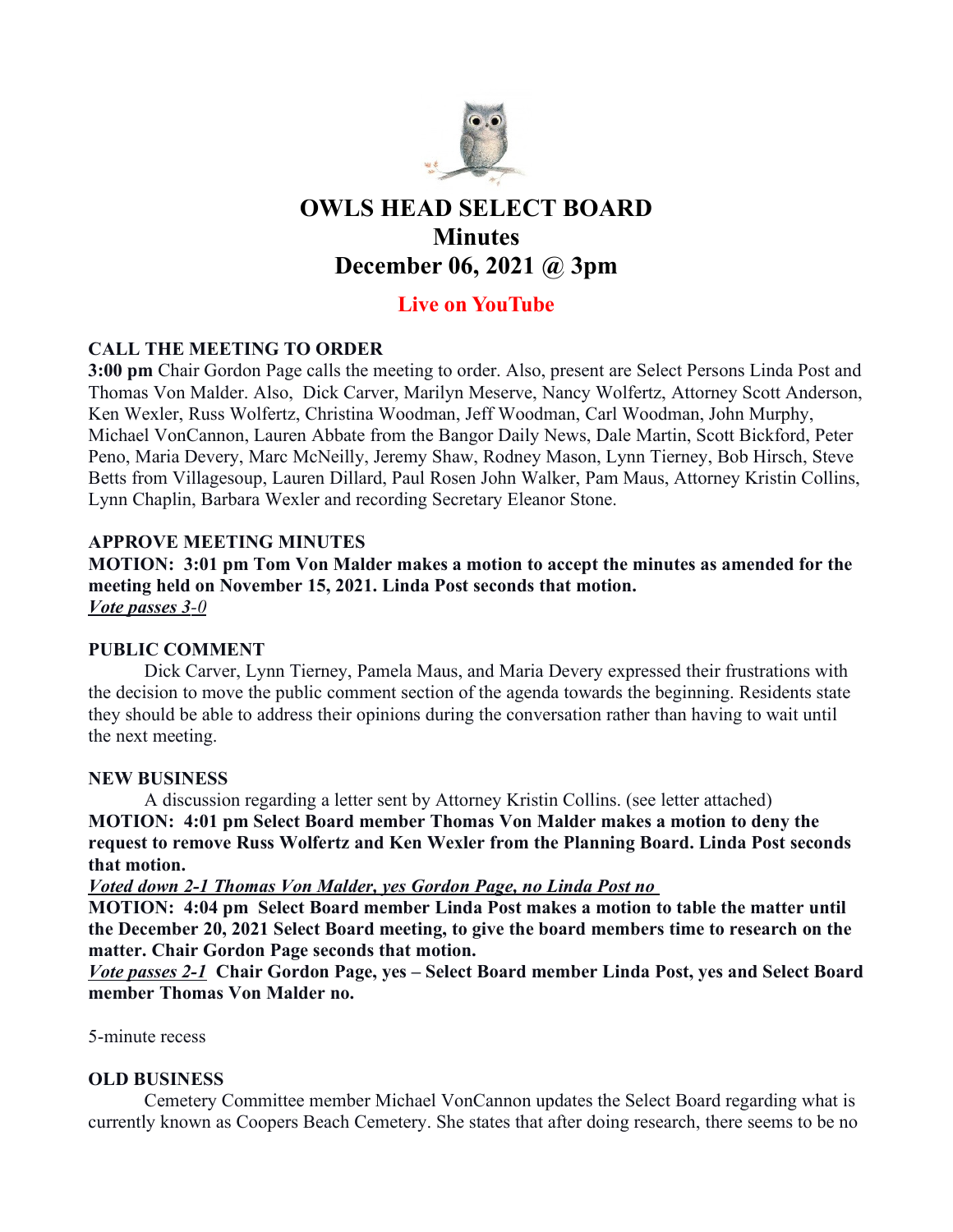# OWLS HEAD SELECT BOARD
# Minutes
# December 06, 2021 @ 3pm

## Live on YouTube

### CALL THE MEETING TO ORDER

**3:00 pm** Chair Gordon Page calls the meeting to order. Also, present are Select Persons Linda Post and Thomas Von Malder. Also, Dick Carver, Marilyn Meserve, Nancy Wolfertz, Attorney Scott Anderson, Ken Wexler, Russ Wolfertz, Christina Woodman, Jeff Woodman, Carl Woodman, John Murphy, Michael VonCannon, Lauren Abbate from the Bangor Daily News, Dale Martin, Scott Bickford, Peter Peno, Maria Devery, Marc McNeilly, Jeremy Shaw, Rodney Mason, Lynn Tierney, Bob Hirsch, Steve Betts from Villagesoup, Lauren Dillard, Paul Rosen John Walker, Pam Maus, Attorney Kristin Collins, Lynn Chaplin, Barbara Wexler and recording Secretary Eleanor Stone.

### APPROVE MEETING MINUTES

**MOTION: 3:01 pm Tom Von Malder makes a motion to accept the minutes as amended for the meeting held on November 15, 2021. Linda Post seconds that motion.**
***Vote passes 3-0***

### PUBLIC COMMENT

Dick Carver, Lynn Tierney, Pamela Maus, and Maria Devery expressed their frustrations with the decision to move the public comment section of the agenda towards the beginning. Residents state they should be able to address their opinions during the conversation rather than having to wait until the next meeting.

### NEW BUSINESS

A discussion regarding a letter sent by Attorney Kristin Collins. (see letter attached)

**MOTION: 4:01 pm Select Board member Thomas Von Malder makes a motion to deny the request to remove Russ Wolfertz and Ken Wexler from the Planning Board. Linda Post seconds that motion.**
***Voted down 2-1 Thomas Von Malder, yes Gordon Page, no Linda Post no***

**MOTION: 4:04 pm Select Board member Linda Post makes a motion to table the matter until the December 20, 2021 Select Board meeting, to give the board members time to research on the matter. Chair Gordon Page seconds that motion.**
***Vote passes 2-1*** **Chair Gordon Page, yes – Select Board member Linda Post, yes and Select Board member Thomas Von Malder no.**

5-minute recess

### OLD BUSINESS

Cemetery Committee member Michael VonCannon updates the Select Board regarding what is currently known as Coopers Beach Cemetery. She states that after doing research, there seems to be no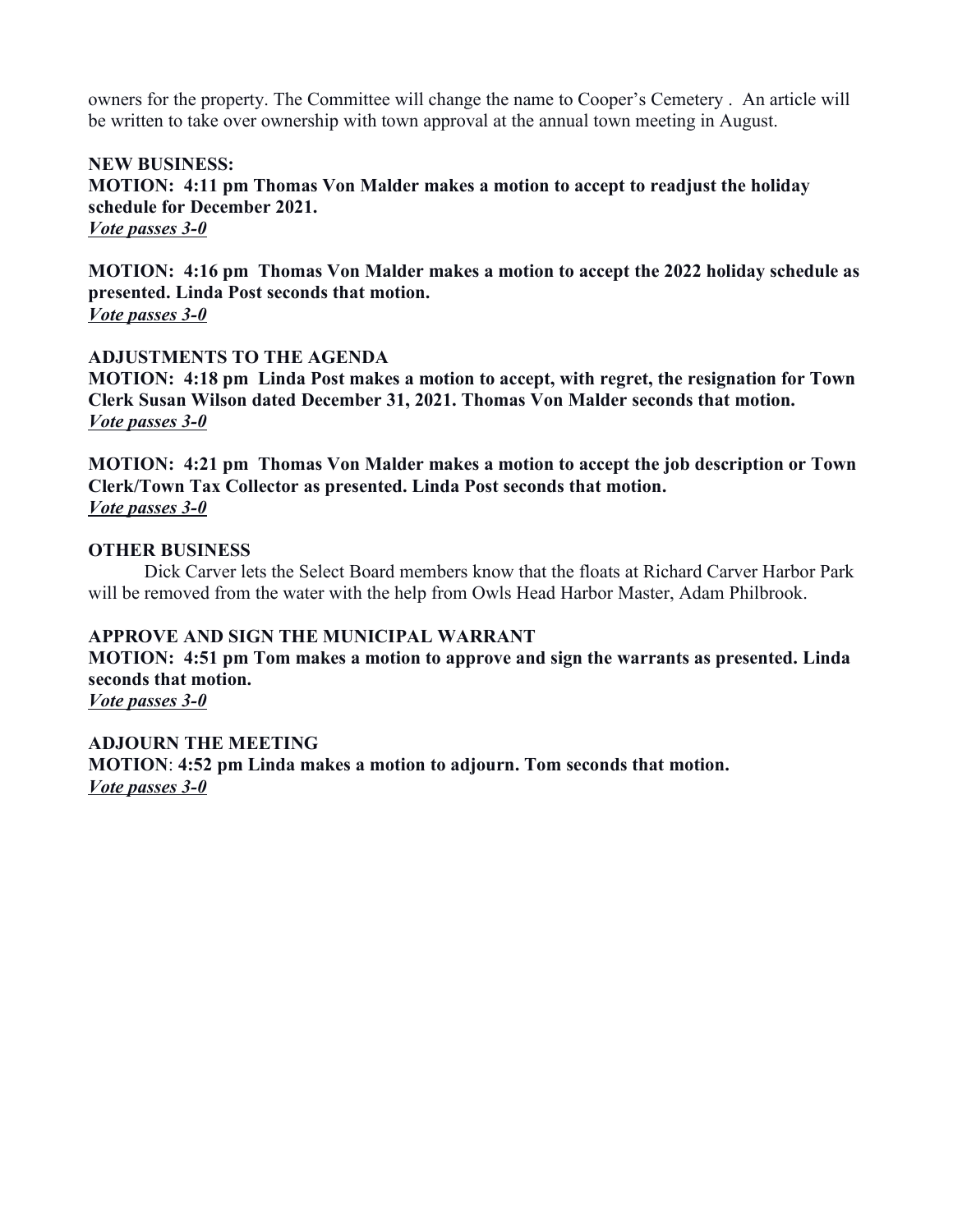owners for the property. The Committee will change the name to Cooper's Cemetery . An article will be written to take over ownership with town approval at the annual town meeting in August.

**NEW BUSINESS:**

**MOTION: 4:11 pm Thomas Von Malder makes a motion to accept to readjust the holiday schedule for December 2021.**

***Vote passes 3-0***

**MOTION: 4:16 pm Thomas Von Malder makes a motion to accept the 2022 holiday schedule as presented. Linda Post seconds that motion.**

***Vote passes 3-0***

**ADJUSTMENTS TO THE AGENDA**

**MOTION: 4:18 pm Linda Post makes a motion to accept, with regret, the resignation for Town Clerk Susan Wilson dated December 31, 2021. Thomas Von Malder seconds that motion.**

***Vote passes 3-0***

**MOTION: 4:21 pm Thomas Von Malder makes a motion to accept the job description or Town Clerk/Town Tax Collector as presented. Linda Post seconds that motion.**

***Vote passes 3-0***

**OTHER BUSINESS**

Dick Carver lets the Select Board members know that the floats at Richard Carver Harbor Park will be removed from the water with the help from Owls Head Harbor Master, Adam Philbrook.

**APPROVE AND SIGN THE MUNICIPAL WARRANT**

**MOTION: 4:51 pm Tom makes a motion to approve and sign the warrants as presented. Linda seconds that motion.**

***Vote passes 3-0***

**ADJOURN THE MEETING**

**MOTION**: **4:52 pm Linda makes a motion to adjourn. Tom seconds that motion.**

***Vote passes 3-0***